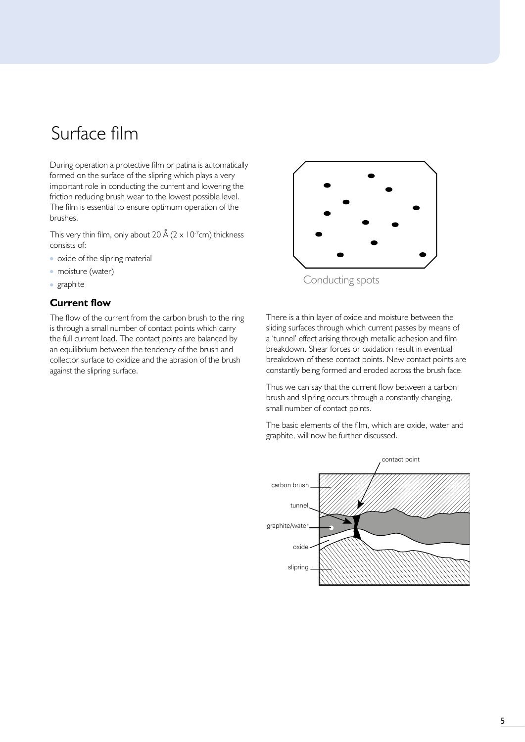# Surface film

During operation a protective film or patina is automatically formed on the surface of the slipring which plays a very important role in conducting the current and lowering the friction reducing brush wear to the lowest possible level. The film is essential to ensure optimum operation of the brushes.

This very thin film, only about 20 Å ($2 \times 10^{-7}$cm) thickness consists of:

- oxide of the slipring material
- moisture (water)
- graphite

Conducting spots

### Current flow

The flow of the current from the carbon brush to the ring is through a small number of contact points which carry the full current load. The contact points are balanced by an equilibrium between the tendency of the brush and collector surface to oxidize and the abrasion of the brush against the slipring surface.

There is a thin layer of oxide and moisture between the sliding surfaces through which current passes by means of a 'tunnel' effect arising through metallic adhesion and film breakdown. Shear forces or oxidation result in eventual breakdown of these contact points. New contact points are constantly being formed and eroded across the brush face.

Thus we can say that the current flow between a carbon brush and slipring occurs through a constantly changing, small number of contact points.

The basic elements of the film, which are oxide, water and graphite, will now be further discussed.

contact point

carbon brush

tunnel

graphite/water

oxide

slipring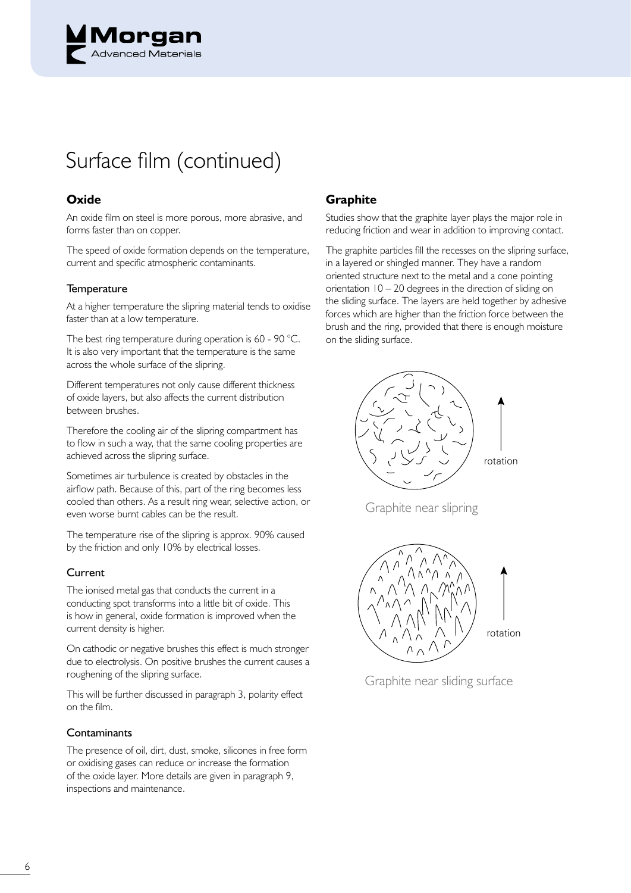# Surface film (continued)

## Oxide

An oxide film on steel is more porous, more abrasive, and forms faster than on copper.

The speed of oxide formation depends on the temperature, current and specific atmospheric contaminants.

### Temperature

At a higher temperature the slipring material tends to oxidise faster than at a low temperature.

The best ring temperature during operation is 60 - 90 °C. It is also very important that the temperature is the same across the whole surface of the slipring.

Different temperatures not only cause different thickness of oxide layers, but also affects the current distribution between brushes.

Therefore the cooling air of the slipring compartment has to flow in such a way, that the same cooling properties are achieved across the slipring surface.

Sometimes air turbulence is created by obstacles in the airflow path. Because of this, part of the ring becomes less cooled than others. As a result ring wear, selective action, or even worse burnt cables can be the result.

The temperature rise of the slipring is approx. 90% caused by the friction and only 10% by electrical losses.

### Current

The ionised metal gas that conducts the current in a conducting spot transforms into a little bit of oxide. This is how in general, oxide formation is improved when the current density is higher.

On cathodic or negative brushes this effect is much stronger due to electrolysis. On positive brushes the current causes a roughening of the slipring surface.

This will be further discussed in paragraph 3, polarity effect on the film.

### Contaminants

The presence of oil, dirt, dust, smoke, silicones in free form or oxidising gases can reduce or increase the formation of the oxide layer. More details are given in paragraph 9, inspections and maintenance.

## Graphite

Studies show that the graphite layer plays the major role in reducing friction and wear in addition to improving contact.

The graphite particles fill the recesses on the slipring surface, in a layered or shingled manner. They have a random oriented structure next to the metal and a cone pointing orientation 10 – 20 degrees in the direction of sliding on the sliding surface. The layers are held together by adhesive forces which are higher than the friction force between the brush and the ring, provided that there is enough moisture on the sliding surface.

rotation

Graphite near slipring

rotation

Graphite near sliding surface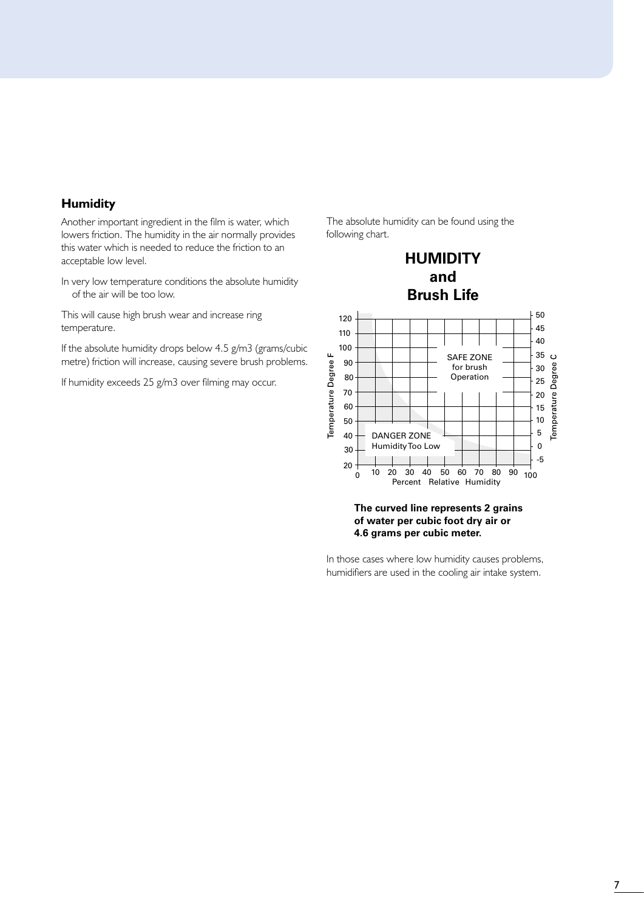## Humidity

Another important ingredient in the film is water, which lowers friction. The humidity in the air normally provides this water which is needed to reduce the friction to an acceptable low level.

In very low temperature conditions the absolute humidity of the air will be too low.

This will cause high brush wear and increase ring temperature.

If the absolute humidity drops below 4.5 g/m3 (grams/cubic metre) friction will increase, causing severe brush problems.

If humidity exceeds 25 g/m3 over filming may occur.

The absolute humidity can be found using the following chart.

**HUMIDITY and Brush Life**

Temperature Degree F

120
110
100
90
80
70
60
50
40
30
20

Temperature Degree C

50
45
40
35
30
25
20
15
10
5
0
-5

SAFE ZONE for brush Operation

DANGER ZONE Humidity Too Low

0 10 20 30 40 50 60 70 80 90 100

Percent Relative Humidity

**The curved line represents 2 grains of water per cubic foot dry air or 4.6 grams per cubic meter.**

In those cases where low humidity causes problems, humidifiers are used in the cooling air intake system.